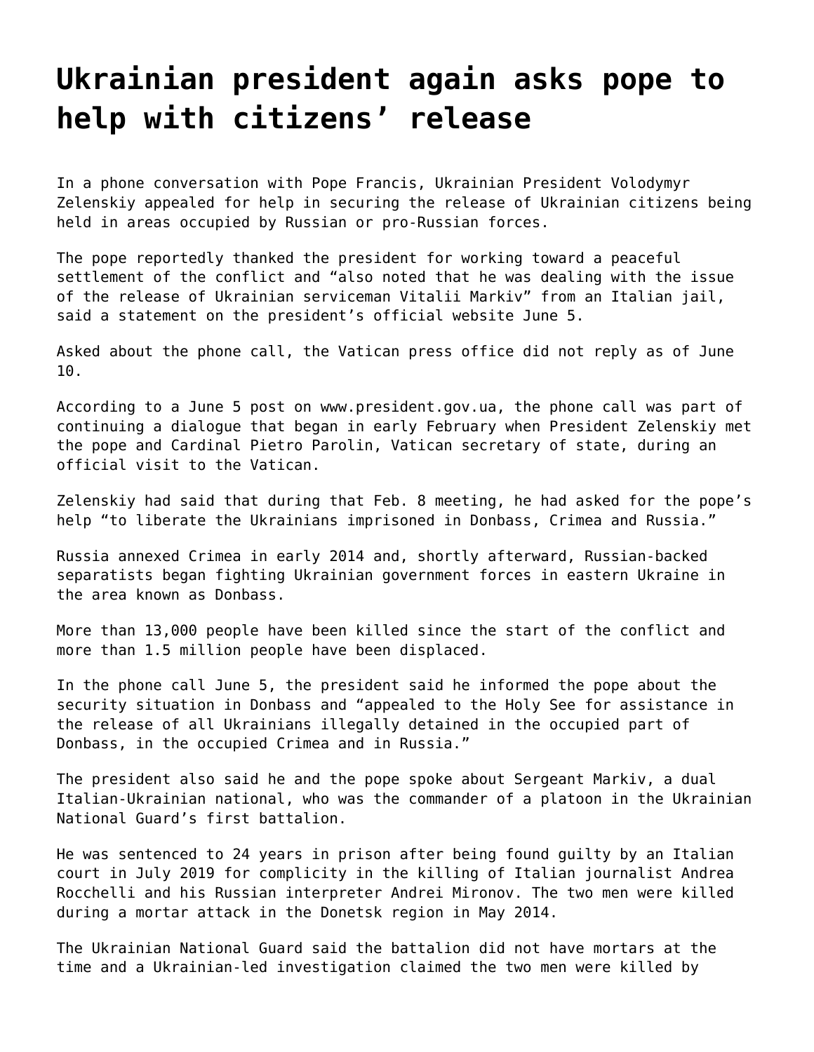# Ukrainian president again asks pope to help with citizens' release

In a phone conversation with Pope Francis, Ukrainian President Volodymyr Zelenskiy appealed for help in securing the release of Ukrainian citizens being held in areas occupied by Russian or pro-Russian forces.

The pope reportedly thanked the president for working toward a peaceful settlement of the conflict and "also noted that he was dealing with the issue of the release of Ukrainian serviceman Vitalii Markiv" from an Italian jail, said a statement on the president's official website June 5.

Asked about the phone call, the Vatican press office did not reply as of June 10.

According to a June 5 post on www.president.gov.ua, the phone call was part of continuing a dialogue that began in early February when President Zelenskiy met the pope and Cardinal Pietro Parolin, Vatican secretary of state, during an official visit to the Vatican.

Zelenskiy had said that during that Feb. 8 meeting, he had asked for the pope's help "to liberate the Ukrainians imprisoned in Donbass, Crimea and Russia."

Russia annexed Crimea in early 2014 and, shortly afterward, Russian-backed separatists began fighting Ukrainian government forces in eastern Ukraine in the area known as Donbass.

More than 13,000 people have been killed since the start of the conflict and more than 1.5 million people have been displaced.

In the phone call June 5, the president said he informed the pope about the security situation in Donbass and "appealed to the Holy See for assistance in the release of all Ukrainians illegally detained in the occupied part of Donbass, in the occupied Crimea and in Russia."

The president also said he and the pope spoke about Sergeant Markiv, a dual Italian-Ukrainian national, who was the commander of a platoon in the Ukrainian National Guard's first battalion.

He was sentenced to 24 years in prison after being found guilty by an Italian court in July 2019 for complicity in the killing of Italian journalist Andrea Rocchelli and his Russian interpreter Andrei Mironov. The two men were killed during a mortar attack in the Donetsk region in May 2014.

The Ukrainian National Guard said the battalion did not have mortars at the time and a Ukrainian-led investigation claimed the two men were killed by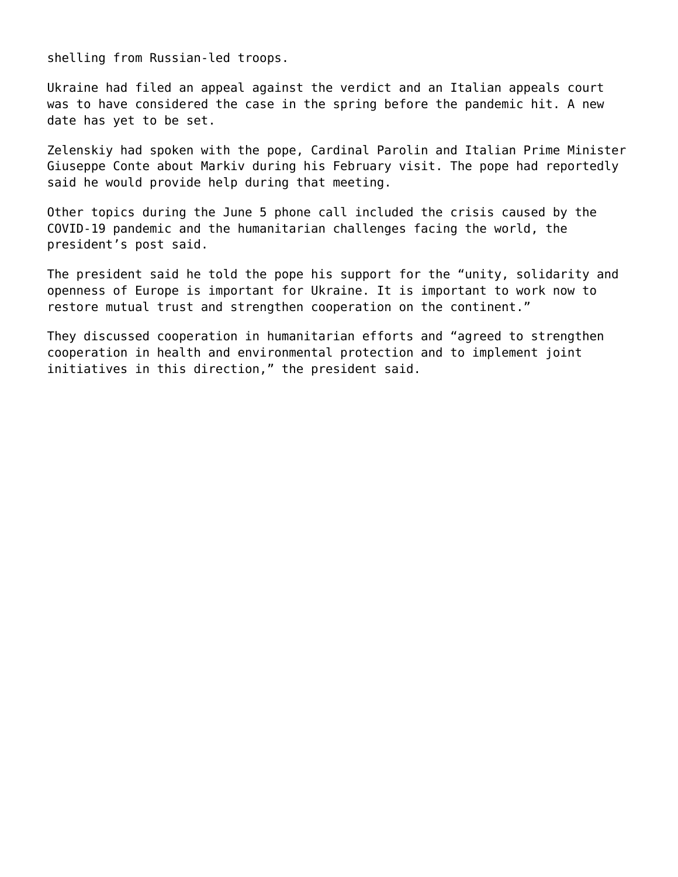shelling from Russian-led troops.

Ukraine had filed an appeal against the verdict and an Italian appeals court was to have considered the case in the spring before the pandemic hit. A new date has yet to be set.

Zelenskiy had spoken with the pope, Cardinal Parolin and Italian Prime Minister Giuseppe Conte about Markiv during his February visit. The pope had reportedly said he would provide help during that meeting.

Other topics during the June 5 phone call included the crisis caused by the COVID-19 pandemic and the humanitarian challenges facing the world, the president's post said.

The president said he told the pope his support for the "unity, solidarity and openness of Europe is important for Ukraine. It is important to work now to restore mutual trust and strengthen cooperation on the continent."

They discussed cooperation in humanitarian efforts and "agreed to strengthen cooperation in health and environmental protection and to implement joint initiatives in this direction," the president said.